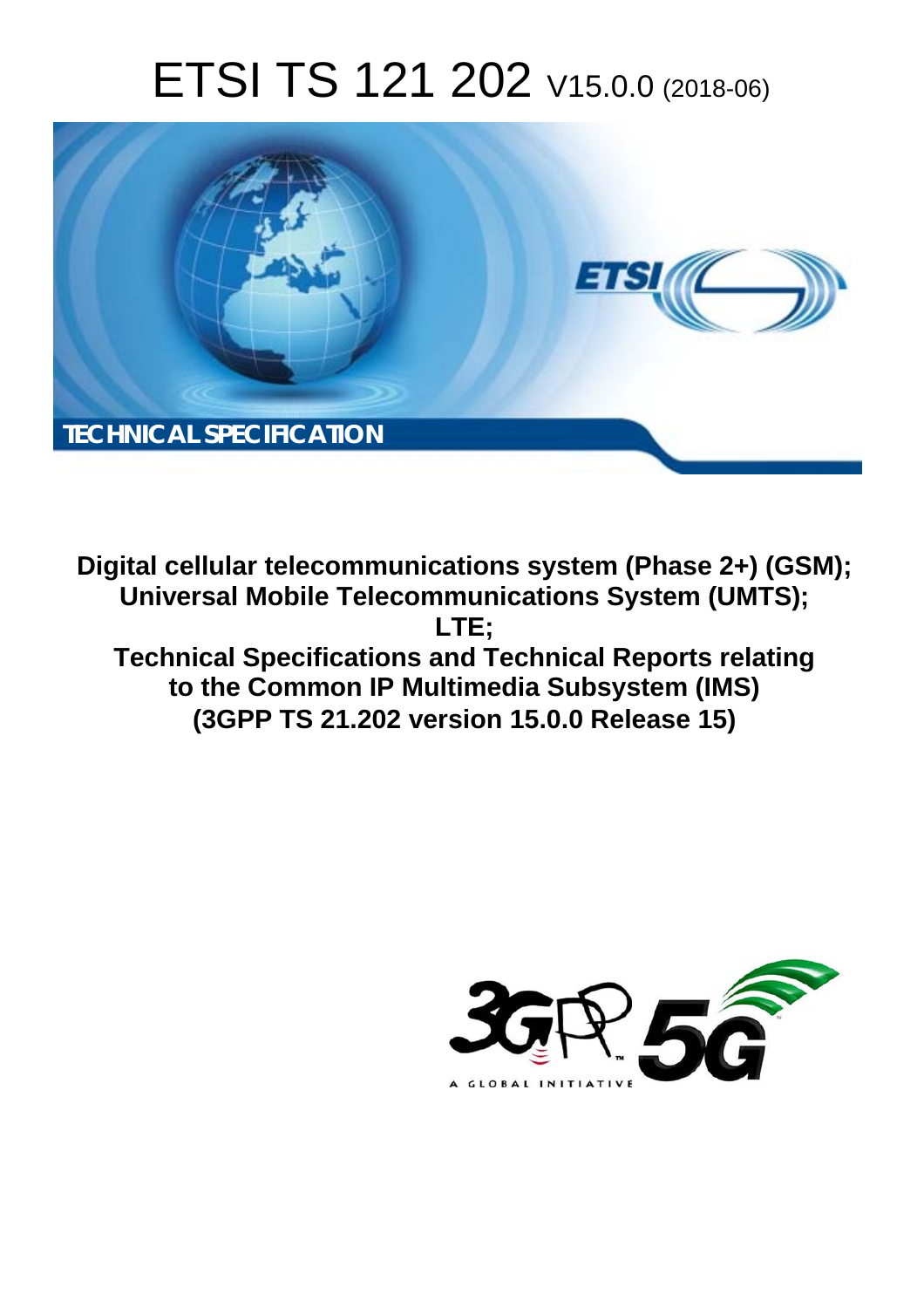# ETSI TS 121 202 V15.0.0 (2018-06)

TECHNICAL SPECIFICATION

**Digital cellular telecommunications system (Phase 2+) (GSM); Universal Mobile Telecommunications System (UMTS); LTE; Technical Specifications and Technical Reports relating to the Common IP Multimedia Subsystem (IMS) (3GPP TS 21.202 version 15.0.0 Release 15)**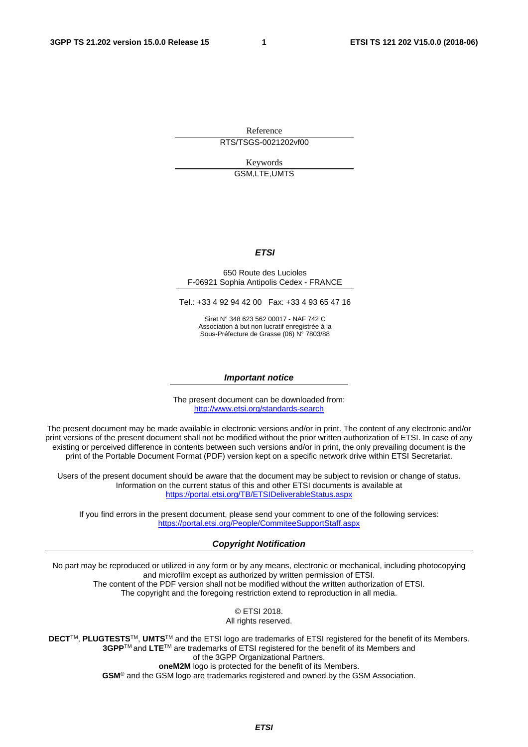Reference

RTS/TSGS-0021202vf00

Keywords

GSM,LTE,UMTS

***ETSI***

650 Route des Lucioles
F-06921 Sophia Antipolis Cedex - FRANCE

Tel.: +33 4 92 94 42 00   Fax: +33 4 93 65 47 16

Siret N° 348 623 562 00017 - NAF 742 C
Association à but non lucratif enregistrée à la
Sous-Préfecture de Grasse (06) N° 7803/88

***Important notice***

The present document can be downloaded from:
http://www.etsi.org/standards-search

The present document may be made available in electronic versions and/or in print. The content of any electronic and/or print versions of the present document shall not be modified without the prior written authorization of ETSI. In case of any existing or perceived difference in contents between such versions and/or in print, the only prevailing document is the print of the Portable Document Format (PDF) version kept on a specific network drive within ETSI Secretariat.

Users of the present document should be aware that the document may be subject to revision or change of status. Information on the current status of this and other ETSI documents is available at
https://portal.etsi.org/TB/ETSIDeliverableStatus.aspx

If you find errors in the present document, please send your comment to one of the following services:
https://portal.etsi.org/People/CommiteeSupportStaff.aspx

***Copyright Notification***

No part may be reproduced or utilized in any form or by any means, electronic or mechanical, including photocopying and microfilm except as authorized by written permission of ETSI.
The content of the PDF version shall not be modified without the written authorization of ETSI.
The copyright and the foregoing restriction extend to reproduction in all media.

© ETSI 2018.
All rights reserved.

**DECT**™, **PLUGTESTS**™, **UMTS**™ and the ETSI logo are trademarks of ETSI registered for the benefit of its Members.
**3GPP**™ and **LTE**™ are trademarks of ETSI registered for the benefit of its Members and of the 3GPP Organizational Partners.
**oneM2M** logo is protected for the benefit of its Members.
**GSM**® and the GSM logo are trademarks registered and owned by the GSM Association.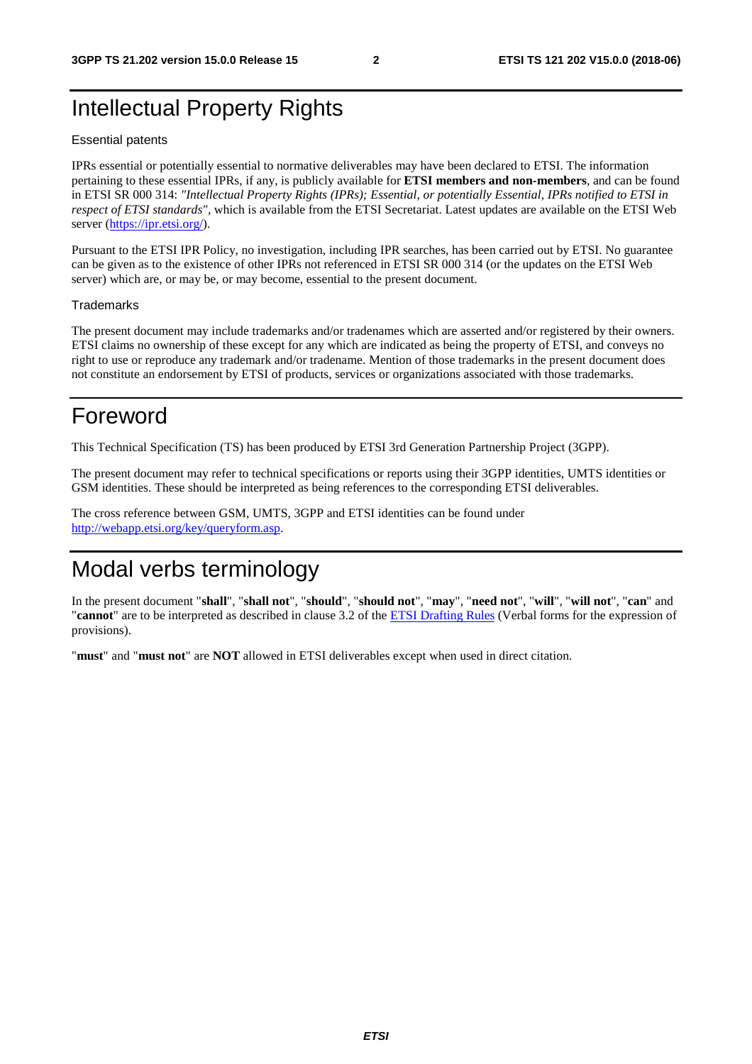# Intellectual Property Rights

Essential patents

IPRs essential or potentially essential to normative deliverables may have been declared to ETSI. The information pertaining to these essential IPRs, if any, is publicly available for **ETSI members and non-members**, and can be found in ETSI SR 000 314: *"Intellectual Property Rights (IPRs); Essential, or potentially Essential, IPRs notified to ETSI in respect of ETSI standards"*, which is available from the ETSI Secretariat. Latest updates are available on the ETSI Web server (https://ipr.etsi.org/).

Pursuant to the ETSI IPR Policy, no investigation, including IPR searches, has been carried out by ETSI. No guarantee can be given as to the existence of other IPRs not referenced in ETSI SR 000 314 (or the updates on the ETSI Web server) which are, or may be, or may become, essential to the present document.

Trademarks

The present document may include trademarks and/or tradenames which are asserted and/or registered by their owners. ETSI claims no ownership of these except for any which are indicated as being the property of ETSI, and conveys no right to use or reproduce any trademark and/or tradename. Mention of those trademarks in the present document does not constitute an endorsement by ETSI of products, services or organizations associated with those trademarks.

# Foreword

This Technical Specification (TS) has been produced by ETSI 3rd Generation Partnership Project (3GPP).

The present document may refer to technical specifications or reports using their 3GPP identities, UMTS identities or GSM identities. These should be interpreted as being references to the corresponding ETSI deliverables.

The cross reference between GSM, UMTS, 3GPP and ETSI identities can be found under http://webapp.etsi.org/key/queryform.asp.

# Modal verbs terminology

In the present document "**shall**", "**shall not**", "**should**", "**should not**", "**may**", "**need not**", "**will**", "**will not**", "**can**" and "**cannot**" are to be interpreted as described in clause 3.2 of the ETSI Drafting Rules (Verbal forms for the expression of provisions).

"**must**" and "**must not**" are **NOT** allowed in ETSI deliverables except when used in direct citation.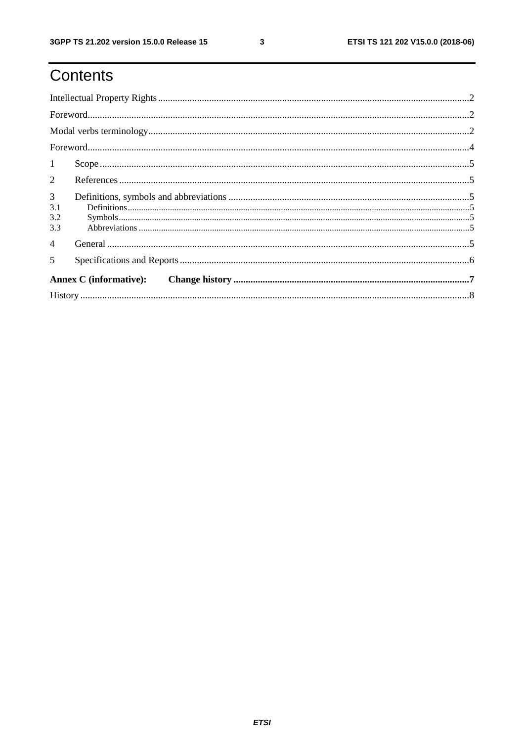# Contents

Intellectual Property Rights....................................................................................................................2

Foreword.................................................................................................................................................2

Modal verbs terminology........................................................................................................................2

Foreword.................................................................................................................................................4

1 Scope...................................................................................................................................................5

2 References...........................................................................................................................................5

3 Definitions, symbols and abbreviations...............................................................................................5

3.1 Definitions........................................................................................................................................5

3.2 Symbols............................................................................................................................................5

3.3 Abbreviations....................................................................................................................................5

4 General.................................................................................................................................................5

5 Specifications and Reports..................................................................................................................6

**Annex C (informative): Change history**...........................................................................................7

History.....................................................................................................................................................8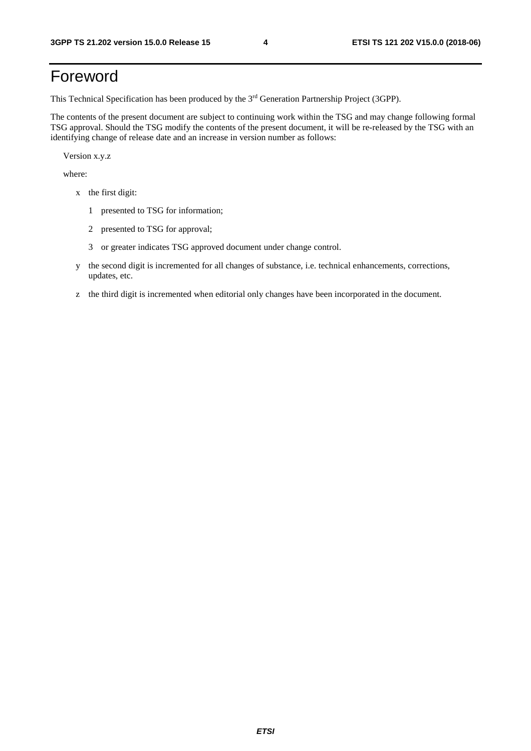# Foreword

This Technical Specification has been produced by the 3rd Generation Partnership Project (3GPP).

The contents of the present document are subject to continuing work within the TSG and may change following formal TSG approval. Should the TSG modify the contents of the present document, it will be re-released by the TSG with an identifying change of release date and an increase in version number as follows:

Version x.y.z

where:

- x the first digit:
    - 1 presented to TSG for information;
    - 2 presented to TSG for approval;
    - 3 or greater indicates TSG approved document under change control.
- y the second digit is incremented for all changes of substance, i.e. technical enhancements, corrections, updates, etc.
- z the third digit is incremented when editorial only changes have been incorporated in the document.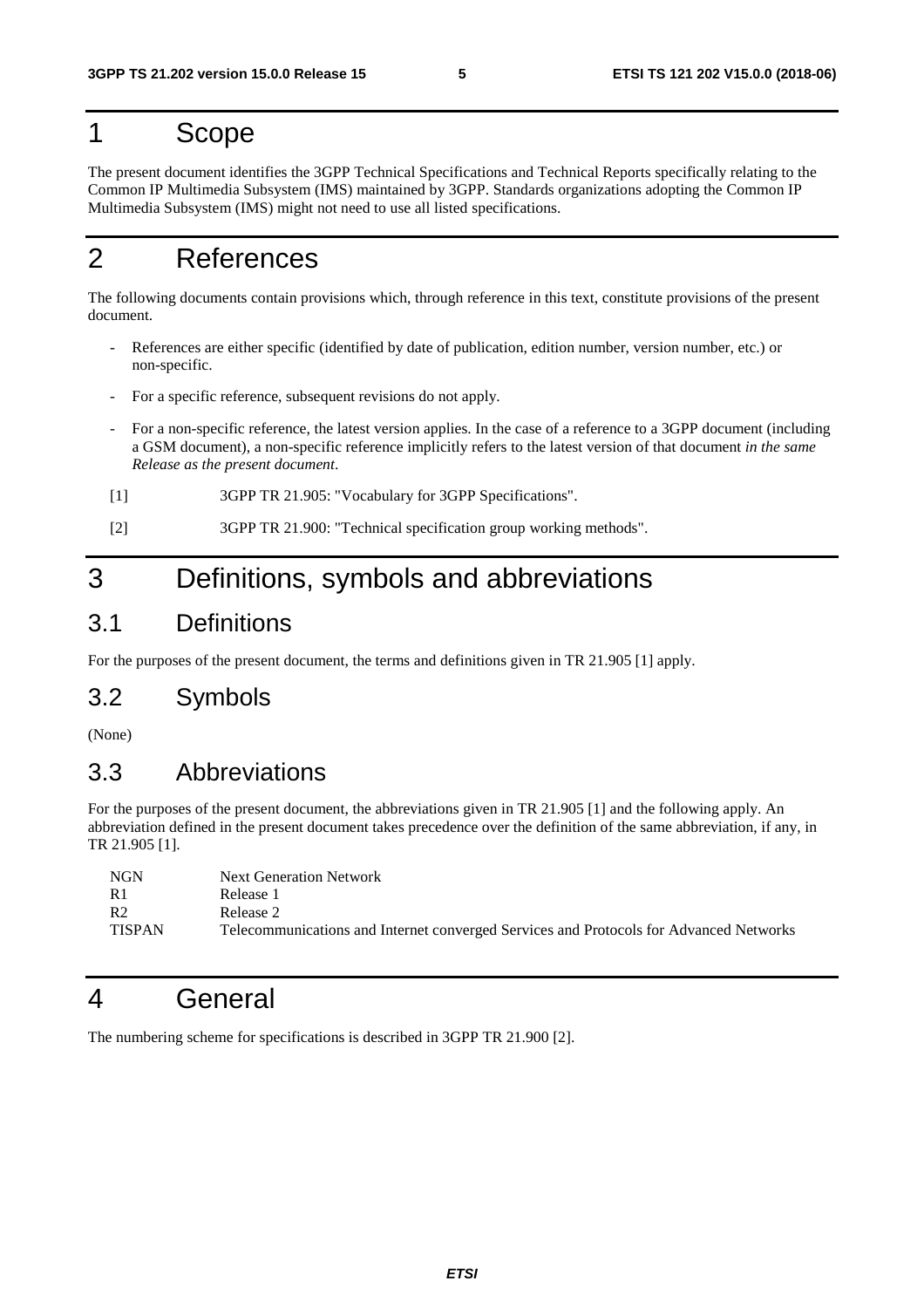# 1 Scope

The present document identifies the 3GPP Technical Specifications and Technical Reports specifically relating to the Common IP Multimedia Subsystem (IMS) maintained by 3GPP. Standards organizations adopting the Common IP Multimedia Subsystem (IMS) might not need to use all listed specifications.

# 2 References

The following documents contain provisions which, through reference in this text, constitute provisions of the present document.

- References are either specific (identified by date of publication, edition number, version number, etc.) or non-specific.
- For a specific reference, subsequent revisions do not apply.
- For a non-specific reference, the latest version applies. In the case of a reference to a 3GPP document (including a GSM document), a non-specific reference implicitly refers to the latest version of that document *in the same Release as the present document*.

[1] 3GPP TR 21.905: "Vocabulary for 3GPP Specifications".

[2] 3GPP TR 21.900: "Technical specification group working methods".

# 3 Definitions, symbols and abbreviations

## 3.1 Definitions

For the purposes of the present document, the terms and definitions given in TR 21.905 [1] apply.

## 3.2 Symbols

(None)

## 3.3 Abbreviations

For the purposes of the present document, the abbreviations given in TR 21.905 [1] and the following apply. An abbreviation defined in the present document takes precedence over the definition of the same abbreviation, if any, in TR 21.905 [1].

| | |
|---|---|
| NGN | Next Generation Network |
| R1 | Release 1 |
| R2 | Release 2 |
| TISPAN | Telecommunications and Internet converged Services and Protocols for Advanced Networks |

# 4 General

The numbering scheme for specifications is described in 3GPP TR 21.900 [2].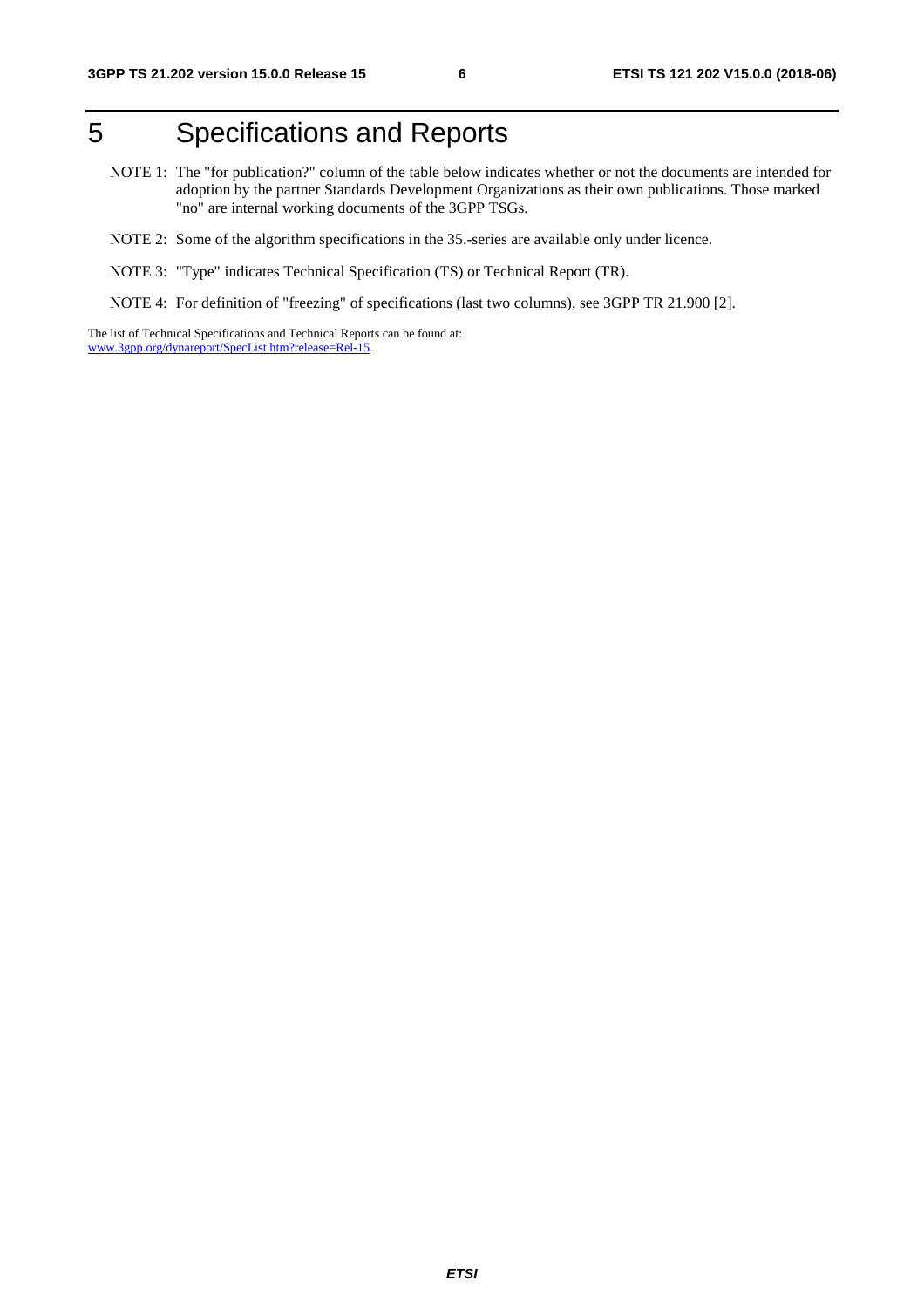# 5 Specifications and Reports

NOTE 1: The "for publication?" column of the table below indicates whether or not the documents are intended for adoption by the partner Standards Development Organizations as their own publications. Those marked "no" are internal working documents of the 3GPP TSGs.

NOTE 2: Some of the algorithm specifications in the 35.-series are available only under licence.

NOTE 3: "Type" indicates Technical Specification (TS) or Technical Report (TR).

NOTE 4: For definition of "freezing" of specifications (last two columns), see 3GPP TR 21.900 [2].

The list of Technical Specifications and Technical Reports can be found at:
www.3gpp.org/dynareport/SpecList.htm?release=Rel-15.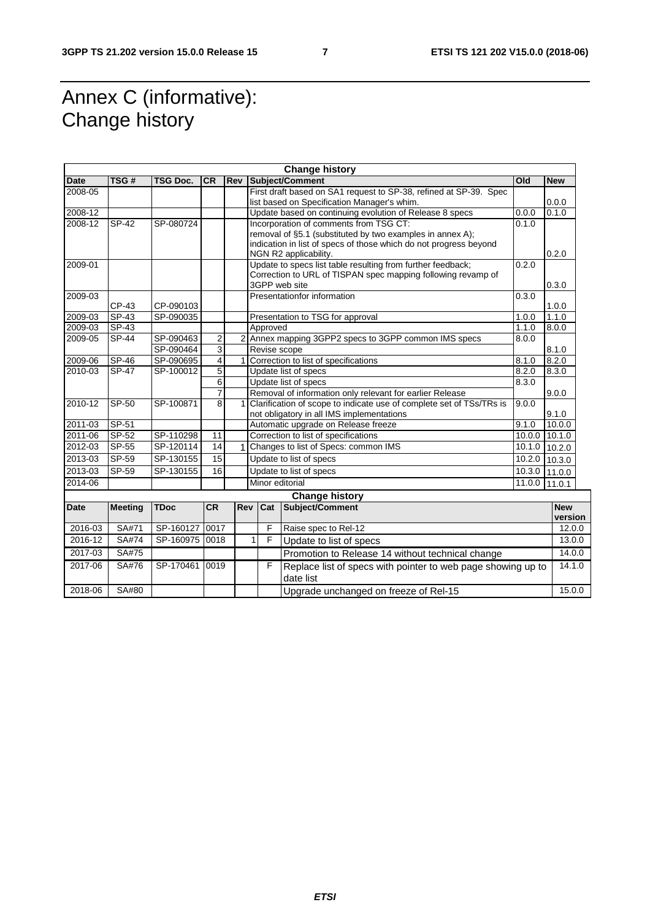# Annex C (informative): Change history

| Change history | | | | | | | |
|---|---|---|---|---|---|---|---|
| Date | TSG # | TSG Doc. | CR | Rev | Subject/Comment | Old | New |
| 2008-05 | | | | | First draft based on SA1 request to SP-38, refined at SP-39. Spec list based on Specification Manager's whim. | | 0.0.0 |
| 2008-12 | | | | | Update based on continuing evolution of Release 8 specs | 0.0.0 | 0.1.0 |
| 2008-12 | SP-42 | SP-080724 | | | Incorporation of comments from TSG CT: removal of §5.1 (substituted by two examples in annex A); indication in list of specs of those which do not progress beyond NGN R2 applicability. | 0.1.0 | 0.2.0 |
| 2009-01 | | | | | Update to specs list table resulting from further feedback; Correction to URL of TISPAN spec mapping following revamp of 3GPP web site | 0.2.0 | 0.3.0 |
| 2009-03 | CP-43 | CP-090103 | | | Presentationfor information | 0.3.0 | 1.0.0 |
| 2009-03 | SP-43 | SP-090035 | | | Presentation to TSG for approval | 1.0.0 | 1.1.0 |
| 2009-03 | SP-43 | | | | Approved | 1.1.0 | 8.0.0 |
| 2009-05 | SP-44 | SP-090463 | 2 | 2 | Annex mapping 3GPP2 specs to 3GPP common IMS specs | 8.0.0 | |
| | | SP-090464 | 3 | | Revise scope | | 8.1.0 |
| 2009-06 | SP-46 | SP-090695 | 4 | 1 | Correction to list of specifications | 8.1.0 | 8.2.0 |
| 2010-03 | SP-47 | SP-100012 | 5 | | Update list of specs | 8.2.0 | 8.3.0 |
| | | | 6 | | Update list of specs | 8.3.0 | |
| | | | 7 | | Removal of information only relevant for earlier Release | | 9.0.0 |
| 2010-12 | SP-50 | SP-100871 | 8 | 1 | Clarification of scope to indicate use of complete set of TSs/TRs is not obligatory in all IMS implementations | 9.0.0 | 9.1.0 |
| 2011-03 | SP-51 | | | | Automatic upgrade on Release freeze | 9.1.0 | 10.0.0 |
| 2011-06 | SP-52 | SP-110298 | 11 | | Correction to list of specifications | 10.0.0 | 10.1.0 |
| 2012-03 | SP-55 | SP-120114 | 14 | 1 | Changes to list of Specs: common IMS | 10.1.0 | 10.2.0 |
| 2013-03 | SP-59 | SP-130155 | 15 | | Update to list of specs | 10.2.0 | 10.3.0 |
| 2013-03 | SP-59 | SP-130155 | 16 | | Update to list of specs | 10.3.0 | 11.0.0 |
| 2014-06 | | | | | Minor editorial | 11.0.0 | 11.0.1 |

| Change history | | | | | | | |
|---|---|---|---|---|---|---|---|
| Date | Meeting | TDoc | CR | Rev | Cat | Subject/Comment | New version |
| 2016-03 | SA#71 | SP-160127 | 0017 | | F | Raise spec to Rel-12 | 12.0.0 |
| 2016-12 | SA#74 | SP-160975 | 0018 | 1 | F | Update to list of specs | 13.0.0 |
| 2017-03 | SA#75 | | | | | Promotion to Release 14 without technical change | 14.0.0 |
| 2017-06 | SA#76 | SP-170461 | 0019 | | F | Replace list of specs with pointer to web page showing up to date list | 14.1.0 |
| 2018-06 | SA#80 | | | | | Upgrade unchanged on freeze of Rel-15 | 15.0.0 |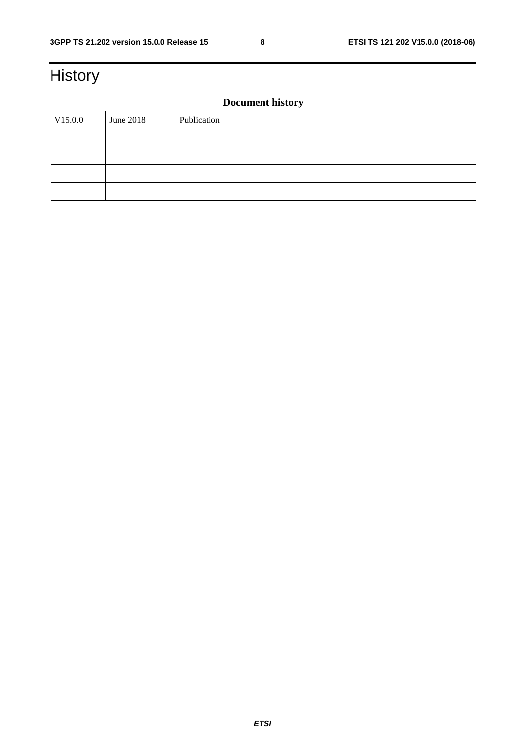# History

| Document history | | |
|---|---|---|
| V15.0.0 | June 2018 | Publication |
| | | |
| | | |
| | | |
| | | |